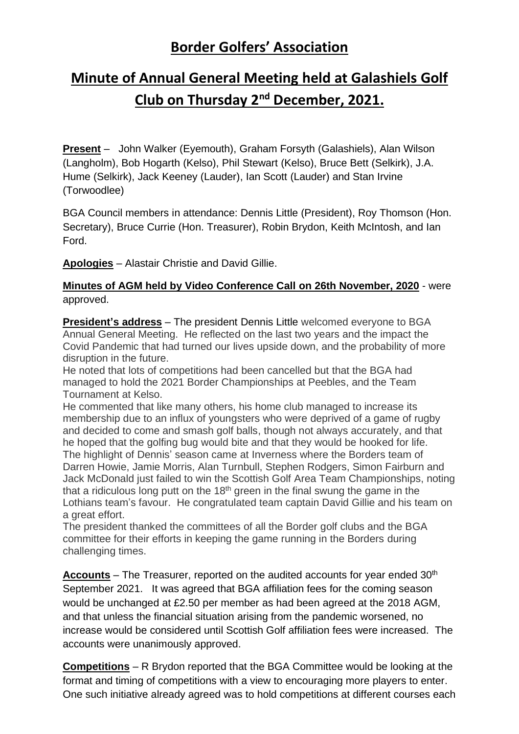# Border Golfers' Association

## Minute of Annual General Meeting held at Galashiels Golf Club on Thursday 2nd December, 2021.

**Present** – John Walker (Eyemouth), Graham Forsyth (Galashiels), Alan Wilson (Langholm), Bob Hogarth (Kelso), Phil Stewart (Kelso), Bruce Bett (Selkirk), J.A. Hume (Selkirk), Jack Keeney (Lauder), Ian Scott (Lauder) and Stan Irvine (Torwoodlee)

BGA Council members in attendance: Dennis Little (President), Roy Thomson (Hon. Secretary), Bruce Currie (Hon. Treasurer), Robin Brydon, Keith McIntosh, and Ian Ford.

**Apologies** – Alastair Christie and David Gillie.

**Minutes of AGM held by Video Conference Call on 26th November, 2020** - were approved.

**President's address** – The president Dennis Little welcomed everyone to BGA Annual General Meeting. He reflected on the last two years and the impact the Covid Pandemic that had turned our lives upside down, and the probability of more disruption in the future.
He noted that lots of competitions had been cancelled but that the BGA had managed to hold the 2021 Border Championships at Peebles, and the Team Tournament at Kelso.
He commented that like many others, his home club managed to increase its membership due to an influx of youngsters who were deprived of a game of rugby and decided to come and smash golf balls, though not always accurately, and that he hoped that the golfing bug would bite and that they would be hooked for life.
The highlight of Dennis' season came at Inverness where the Borders team of Darren Howie, Jamie Morris, Alan Turnbull, Stephen Rodgers, Simon Fairburn and Jack McDonald just failed to win the Scottish Golf Area Team Championships, noting that a ridiculous long putt on the 18th green in the final swung the game in the Lothians team's favour. He congratulated team captain David Gillie and his team on a great effort.
The president thanked the committees of all the Border golf clubs and the BGA committee for their efforts in keeping the game running in the Borders during challenging times.

**Accounts** – The Treasurer, reported on the audited accounts for year ended 30th September 2021. It was agreed that BGA affiliation fees for the coming season would be unchanged at £2.50 per member as had been agreed at the 2018 AGM, and that unless the financial situation arising from the pandemic worsened, no increase would be considered until Scottish Golf affiliation fees were increased. The accounts were unanimously approved.

**Competitions** – R Brydon reported that the BGA Committee would be looking at the format and timing of competitions with a view to encouraging more players to enter. One such initiative already agreed was to hold competitions at different courses each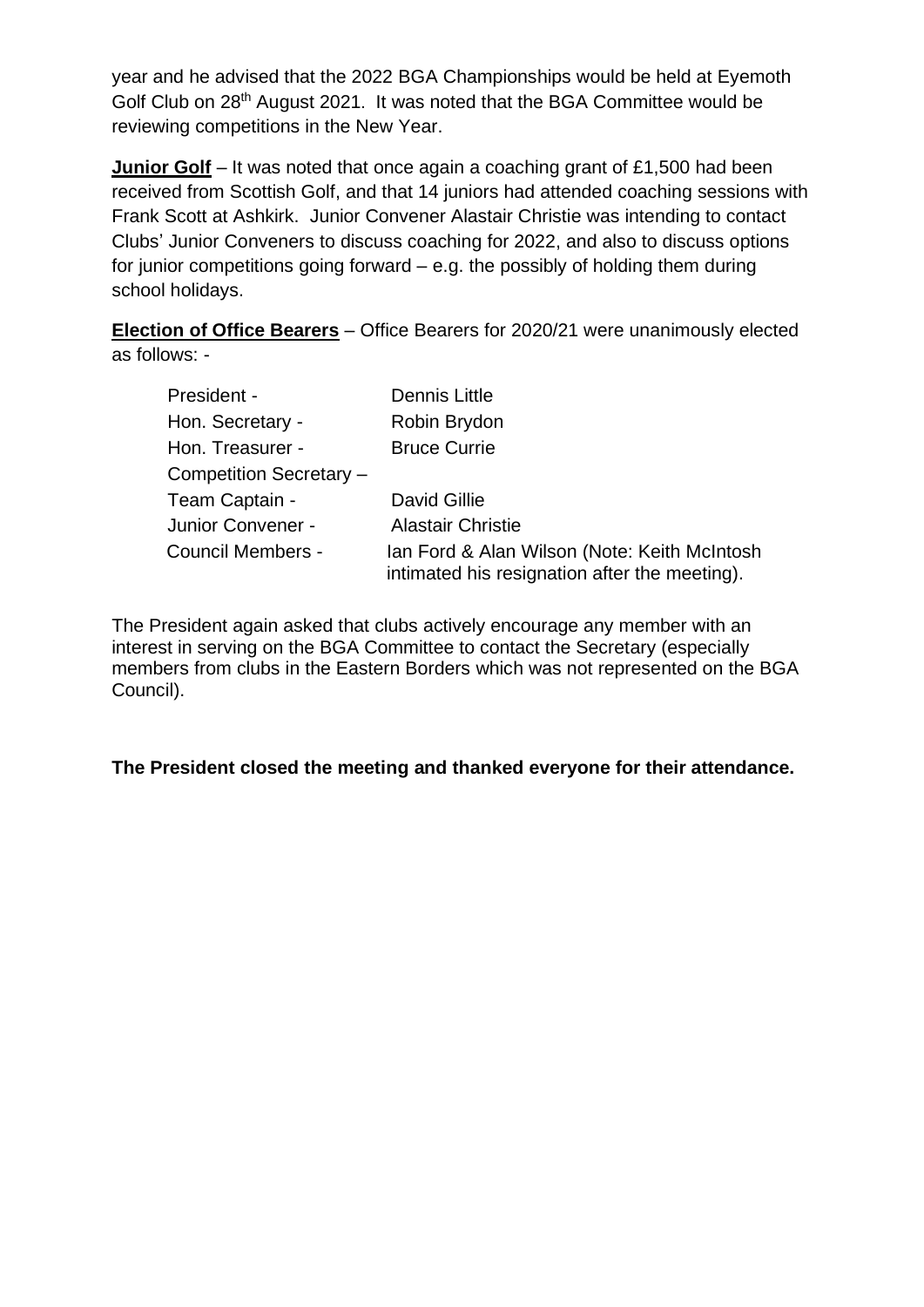year and he advised that the 2022 BGA Championships would be held at Eyemoth Golf Club on 28th August 2021. It was noted that the BGA Committee would be reviewing competitions in the New Year.

**Junior Golf** – It was noted that once again a coaching grant of £1,500 had been received from Scottish Golf, and that 14 juniors had attended coaching sessions with Frank Scott at Ashkirk. Junior Convener Alastair Christie was intending to contact Clubs' Junior Conveners to discuss coaching for 2022, and also to discuss options for junior competitions going forward – e.g. the possibly of holding them during school holidays.

**Election of Office Bearers** – Office Bearers for 2020/21 were unanimously elected as follows: -

| | |
|---|---|
| President - | Dennis Little |
| Hon. Secretary - | Robin Brydon |
| Hon. Treasurer - | Bruce Currie |
| Competition Secretary – | |
| Team Captain - | David Gillie |
| Junior Convener - | Alastair Christie |
| Council Members - | Ian Ford & Alan Wilson (Note: Keith McIntosh intimated his resignation after the meeting). |

The President again asked that clubs actively encourage any member with an interest in serving on the BGA Committee to contact the Secretary (especially members from clubs in the Eastern Borders which was not represented on the BGA Council).

**The President closed the meeting and thanked everyone for their attendance.**